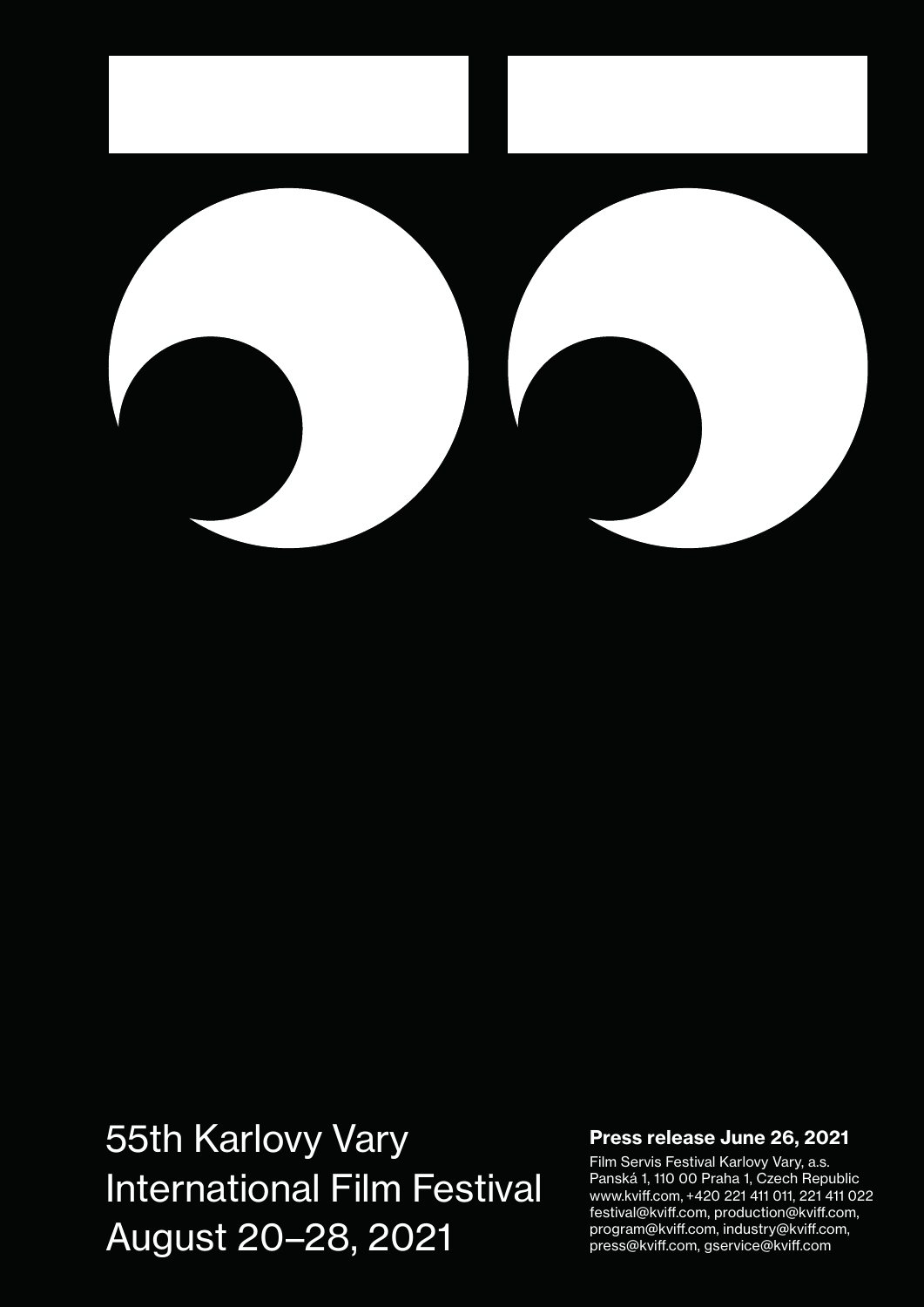# 55th Karlovy Vary International Film Festival
# August 20–28, 2021

**Press release June 26, 2021**

Film Servis Festival Karlovy Vary, a.s.
Panská 1, 110 00 Praha 1, Czech Republic
www.kviff.com, +420 221 411 011, 221 411 022
festival@kviff.com, production@kviff.com,
program@kviff.com, industry@kviff.com,
press@kviff.com, gservice@kviff.com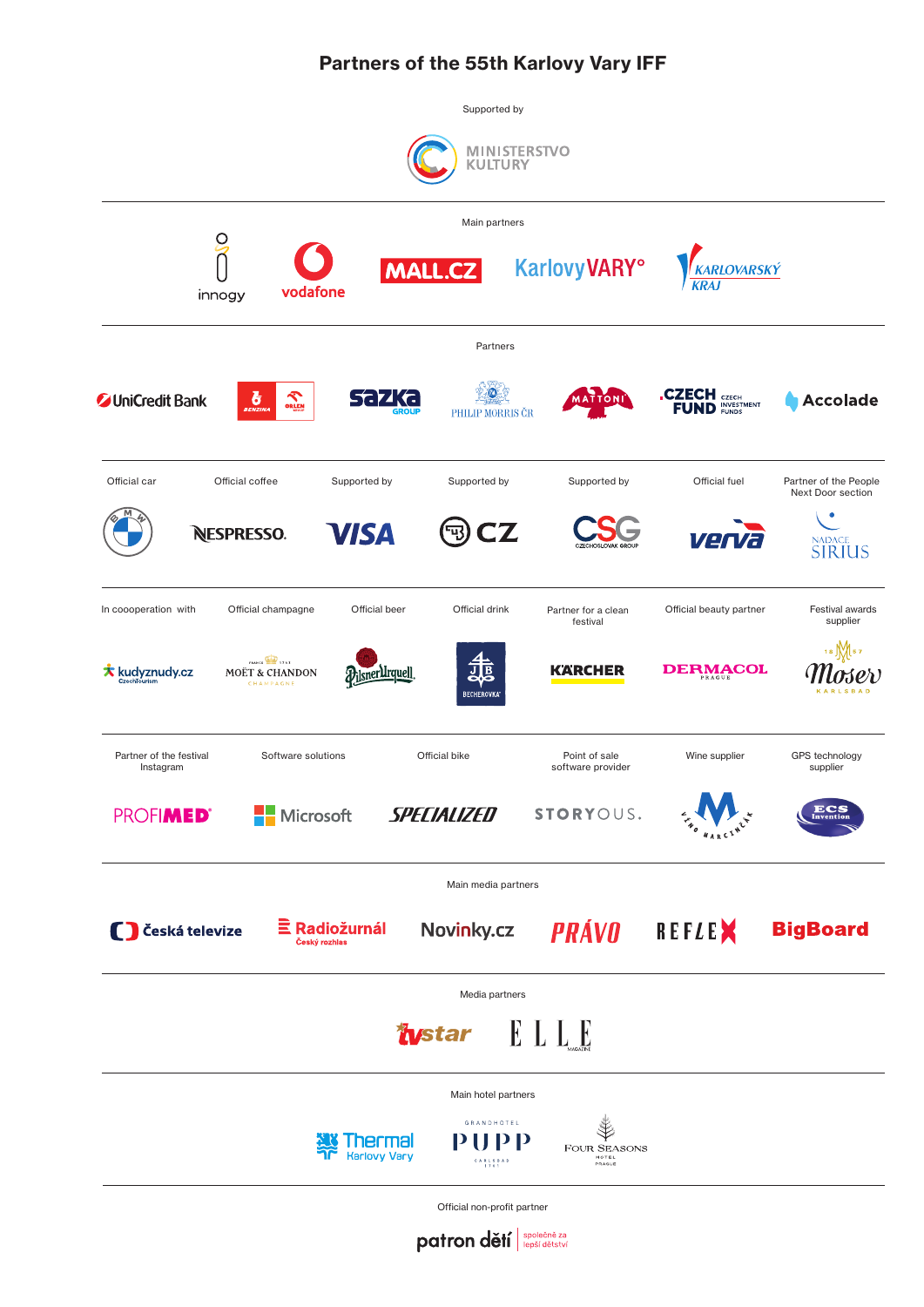# Partners of the 55th Karlovy Vary IFF

Supported by

MINISTERSTVO KULTURY

Main partners

innogy

vodafone

MALL.CZ

KarlovyVARY°

KARLOVARSKÝ KRAJ

Partners

UniCredit Bank

BENZINA ORLEN

sazka GROUP

PHILIP MORRIS ČR

MATTONI

CZECH FUND CZECH INVESTMENT FUNDS

Accolade

| Official car | Official coffee | Supported by | Supported by | Supported by | Official fuel | Partner of the People Next Door section |
|---|---|---|---|---|---|---|
| BMW | NESPRESSO. | VISA | CZ | CSG CZECHOSLOVAK GROUP | verva | NADACE SIRIUS |

| In coooperation with | Official champagne | Official beer | Official drink | Partner for a clean festival | Official beauty partner | Festival awards supplier |
|---|---|---|---|---|---|---|
| kudyznudy.cz CzechTourism | MOËT & CHANDON CHAMPAGNE | Pilsner Urquell | BECHEROVKA | KÄRCHER | DERMACOL PRAGUE | Moser 1857 KARLSBAD |

| Partner of the festival Instagram | Software solutions | Official bike | Point of sale software provider | Wine supplier | GPS technology supplier |
|---|---|---|---|---|---|
| PROFIMED | Microsoft | SPECIALIZED | STORYOUS. | VÍNO MARCINČÁK | ECS Invention |

Main media partners

Česká televize

Radiožurnál Český rozhlas

Novinky.cz

PRÁVO

REFLEX

BigBoard

Media partners

tvstar

ELLE

Main hotel partners

Thermal Karlovy Vary

GRANDHOTEL PUPP CARLSBAD

FOUR SEASONS HOTEL PRAGUE

Official non-profit partner

patron dětí společně za lepší dětství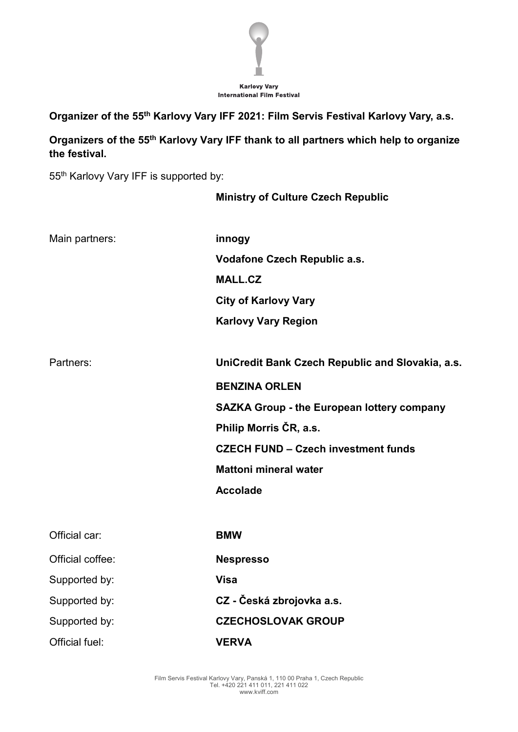Karlovy Vary International Film Festival

**Organizer of the 55th Karlovy Vary IFF 2021: Film Servis Festival Karlovy Vary, a.s.**

**Organizers of the 55th Karlovy Vary IFF thank to all partners which help to organize the festival.**

55th Karlovy Vary IFF is supported by:

**Ministry of Culture Czech Republic**

| | |
|---|---|
| Main partners: | **innogy** |
| | **Vodafone Czech Republic a.s.** |
| | **MALL.CZ** |
| | **City of Karlovy Vary** |
| | **Karlovy Vary Region** |
| Partners: | **UniCredit Bank Czech Republic and Slovakia, a.s.** |
| | **BENZINA ORLEN** |
| | **SAZKA Group - the European lottery company** |
| | **Philip Morris ČR, a.s.** |
| | **CZECH FUND – Czech investment funds** |
| | **Mattoni mineral water** |
| | **Accolade** |
| Official car: | **BMW** |
| Official coffee: | **Nespresso** |
| Supported by: | **Visa** |
| Supported by: | **CZ - Česká zbrojovka a.s.** |
| Supported by: | **CZECHOSLOVAK GROUP** |
| Official fuel: | **VERVA** |

Film Servis Festival Karlovy Vary, Panská 1, 110 00 Praha 1, Czech Republic
Tel. +420 221 411 011, 221 411 022
www.kviff.com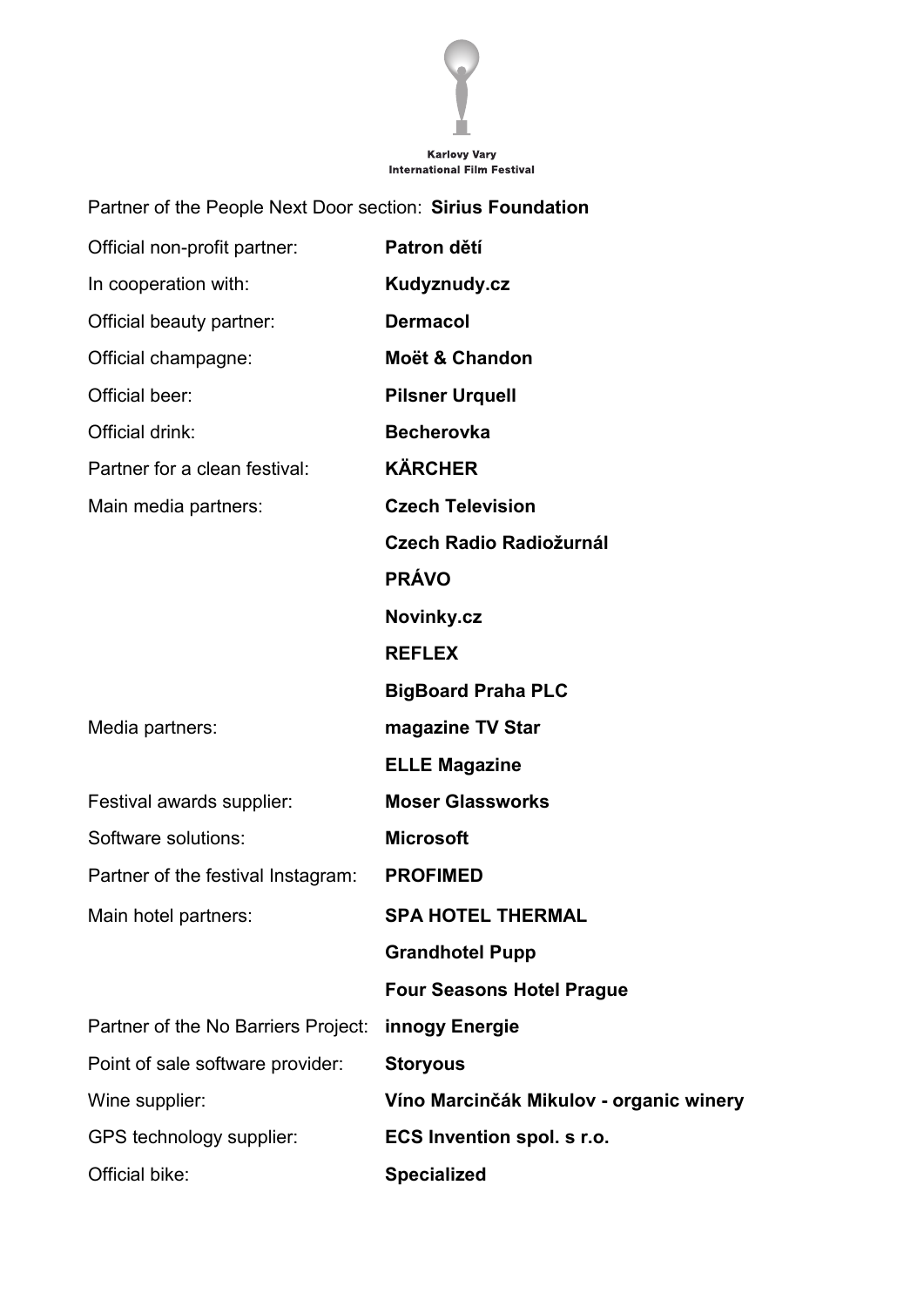Karlovy Vary
International Film Festival

| | |
|---|---|
| Partner of the People Next Door section: | **Sirius Foundation** |
| Official non-profit partner: | **Patron dětí** |
| In cooperation with: | **Kudyznudy.cz** |
| Official beauty partner: | **Dermacol** |
| Official champagne: | **Moët & Chandon** |
| Official beer: | **Pilsner Urquell** |
| Official drink: | **Becherovka** |
| Partner for a clean festival: | **KÄRCHER** |
| Main media partners: | **Czech Television** |
| | **Czech Radio Radiožurnál** |
| | **PRÁVO** |
| | **Novinky.cz** |
| | **REFLEX** |
| | **BigBoard Praha PLC** |
| Media partners: | **magazine TV Star** |
| | **ELLE Magazine** |
| Festival awards supplier: | **Moser Glassworks** |
| Software solutions: | **Microsoft** |
| Partner of the festival Instagram: | **PROFIMED** |
| Main hotel partners: | **SPA HOTEL THERMAL** |
| | **Grandhotel Pupp** |
| | **Four Seasons Hotel Prague** |
| Partner of the No Barriers Project: | **innogy Energie** |
| Point of sale software provider: | **Storyous** |
| Wine supplier: | **Víno Marcinčák Mikulov - organic winery** |
| GPS technology supplier: | **ECS Invention spol. s r.o.** |
| Official bike: | **Specialized** |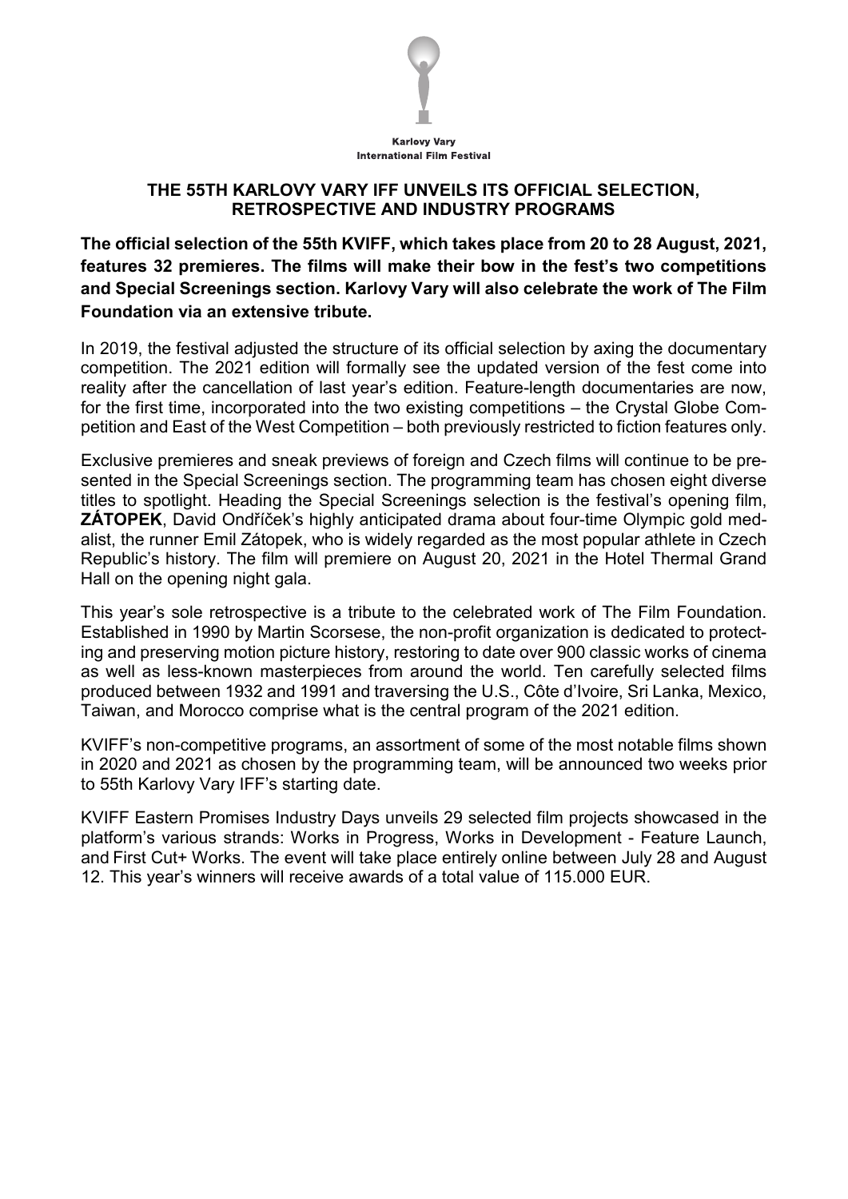Karlovy Vary
International Film Festival

## THE 55TH KARLOVY VARY IFF UNVEILS ITS OFFICIAL SELECTION, RETROSPECTIVE AND INDUSTRY PROGRAMS

**The official selection of the 55th KVIFF, which takes place from 20 to 28 August, 2021, features 32 premieres. The films will make their bow in the fest's two competitions and Special Screenings section. Karlovy Vary will also celebrate the work of The Film Foundation via an extensive tribute.**

In 2019, the festival adjusted the structure of its official selection by axing the documentary competition. The 2021 edition will formally see the updated version of the fest come into reality after the cancellation of last year's edition. Feature-length documentaries are now, for the first time, incorporated into the two existing competitions – the Crystal Globe Competition and East of the West Competition – both previously restricted to fiction features only.

Exclusive premieres and sneak previews of foreign and Czech films will continue to be presented in the Special Screenings section. The programming team has chosen eight diverse titles to spotlight. Heading the Special Screenings selection is the festival's opening film, **ZÁTOPEK**, David Ondříček's highly anticipated drama about four-time Olympic gold medalist, the runner Emil Zátopek, who is widely regarded as the most popular athlete in Czech Republic's history. The film will premiere on August 20, 2021 in the Hotel Thermal Grand Hall on the opening night gala.

This year's sole retrospective is a tribute to the celebrated work of The Film Foundation. Established in 1990 by Martin Scorsese, the non-profit organization is dedicated to protecting and preserving motion picture history, restoring to date over 900 classic works of cinema as well as less-known masterpieces from around the world. Ten carefully selected films produced between 1932 and 1991 and traversing the U.S., Côte d'Ivoire, Sri Lanka, Mexico, Taiwan, and Morocco comprise what is the central program of the 2021 edition.

KVIFF's non-competitive programs, an assortment of some of the most notable films shown in 2020 and 2021 as chosen by the programming team, will be announced two weeks prior to 55th Karlovy Vary IFF's starting date.

KVIFF Eastern Promises Industry Days unveils 29 selected film projects showcased in the platform's various strands: Works in Progress, Works in Development - Feature Launch, and First Cut+ Works. The event will take place entirely online between July 28 and August 12. This year's winners will receive awards of a total value of 115.000 EUR.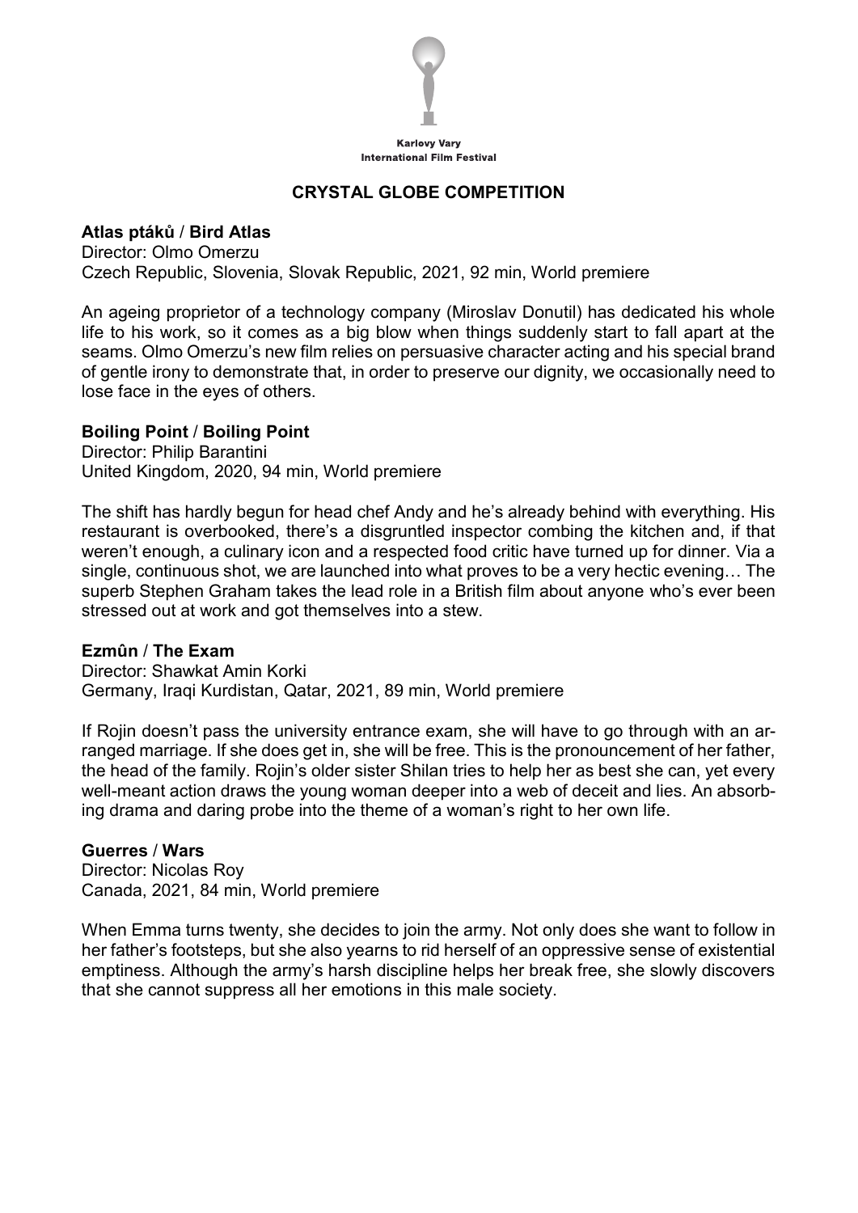Karlovy Vary
International Film Festival

## CRYSTAL GLOBE COMPETITION

**Atlas ptáků / Bird Atlas**
Director: Olmo Omerzu
Czech Republic, Slovenia, Slovak Republic, 2021, 92 min, World premiere

An ageing proprietor of a technology company (Miroslav Donutil) has dedicated his whole life to his work, so it comes as a big blow when things suddenly start to fall apart at the seams. Olmo Omerzu's new film relies on persuasive character acting and his special brand of gentle irony to demonstrate that, in order to preserve our dignity, we occasionally need to lose face in the eyes of others.

**Boiling Point / Boiling Point**
Director: Philip Barantini
United Kingdom, 2020, 94 min, World premiere

The shift has hardly begun for head chef Andy and he's already behind with everything. His restaurant is overbooked, there's a disgruntled inspector combing the kitchen and, if that weren't enough, a culinary icon and a respected food critic have turned up for dinner. Via a single, continuous shot, we are launched into what proves to be a very hectic evening… The superb Stephen Graham takes the lead role in a British film about anyone who's ever been stressed out at work and got themselves into a stew.

**Ezmûn / The Exam**
Director: Shawkat Amin Korki
Germany, Iraqi Kurdistan, Qatar, 2021, 89 min, World premiere

If Rojin doesn't pass the university entrance exam, she will have to go through with an arranged marriage. If she does get in, she will be free. This is the pronouncement of her father, the head of the family. Rojin's older sister Shilan tries to help her as best she can, yet every well-meant action draws the young woman deeper into a web of deceit and lies. An absorbing drama and daring probe into the theme of a woman's right to her own life.

**Guerres / Wars**
Director: Nicolas Roy
Canada, 2021, 84 min, World premiere

When Emma turns twenty, she decides to join the army. Not only does she want to follow in her father's footsteps, but she also yearns to rid herself of an oppressive sense of existential emptiness. Although the army's harsh discipline helps her break free, she slowly discovers that she cannot suppress all her emotions in this male society.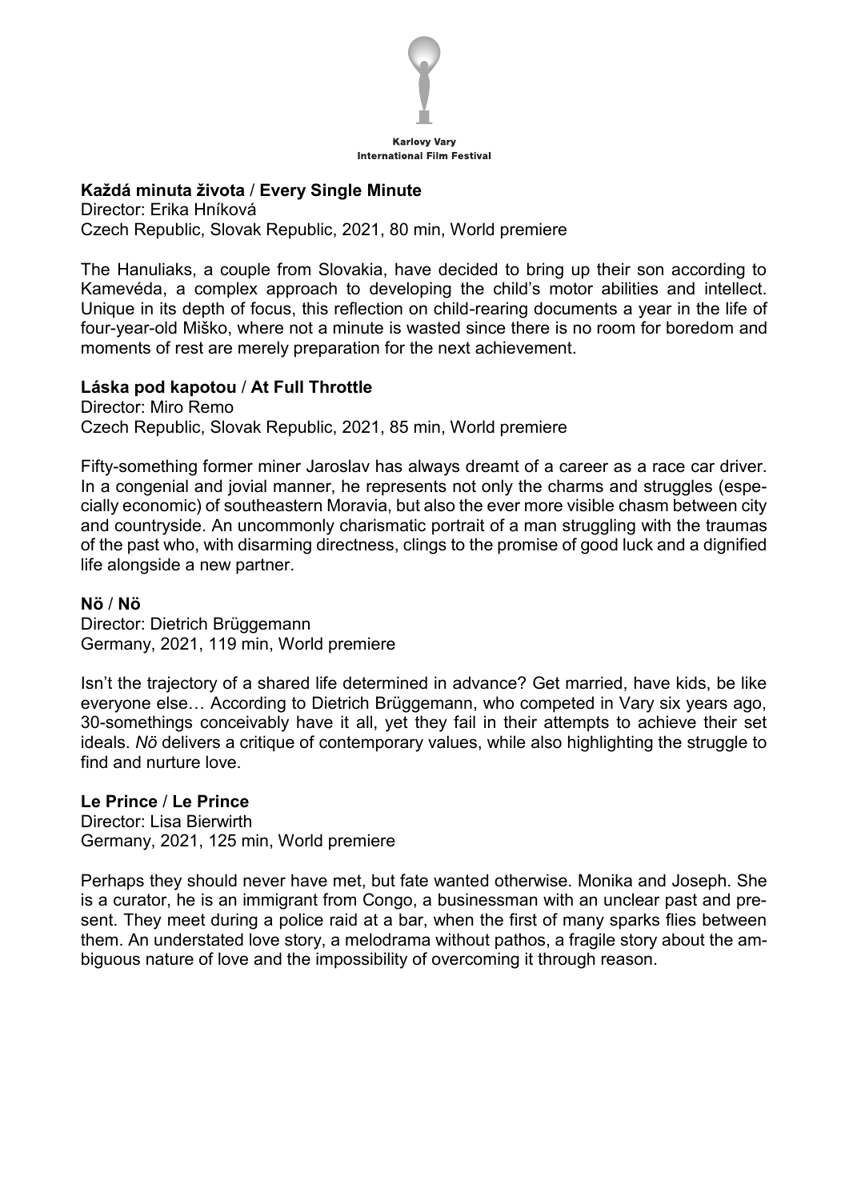**Každá minuta života / Every Single Minute**
Director: Erika Hníková
Czech Republic, Slovak Republic, 2021, 80 min, World premiere

The Hanuliaks, a couple from Slovakia, have decided to bring up their son according to Kamevéda, a complex approach to developing the child's motor abilities and intellect. Unique in its depth of focus, this reflection on child-rearing documents a year in the life of four-year-old Miško, where not a minute is wasted since there is no room for boredom and moments of rest are merely preparation for the next achievement.

**Láska pod kapotou / At Full Throttle**
Director: Miro Remo
Czech Republic, Slovak Republic, 2021, 85 min, World premiere

Fifty-something former miner Jaroslav has always dreamt of a career as a race car driver. In a congenial and jovial manner, he represents not only the charms and struggles (especially economic) of southeastern Moravia, but also the ever more visible chasm between city and countryside. An uncommonly charismatic portrait of a man struggling with the traumas of the past who, with disarming directness, clings to the promise of good luck and a dignified life alongside a new partner.

**Nö / Nö**
Director: Dietrich Brüggemann
Germany, 2021, 119 min, World premiere

Isn't the trajectory of a shared life determined in advance? Get married, have kids, be like everyone else… According to Dietrich Brüggemann, who competed in Vary six years ago, 30-somethings conceivably have it all, yet they fail in their attempts to achieve their set ideals. *Nö* delivers a critique of contemporary values, while also highlighting the struggle to find and nurture love.

**Le Prince / Le Prince**
Director: Lisa Bierwirth
Germany, 2021, 125 min, World premiere

Perhaps they should never have met, but fate wanted otherwise. Monika and Joseph. She is a curator, he is an immigrant from Congo, a businessman with an unclear past and present. They meet during a police raid at a bar, when the first of many sparks flies between them. An understated love story, a melodrama without pathos, a fragile story about the ambiguous nature of love and the impossibility of overcoming it through reason.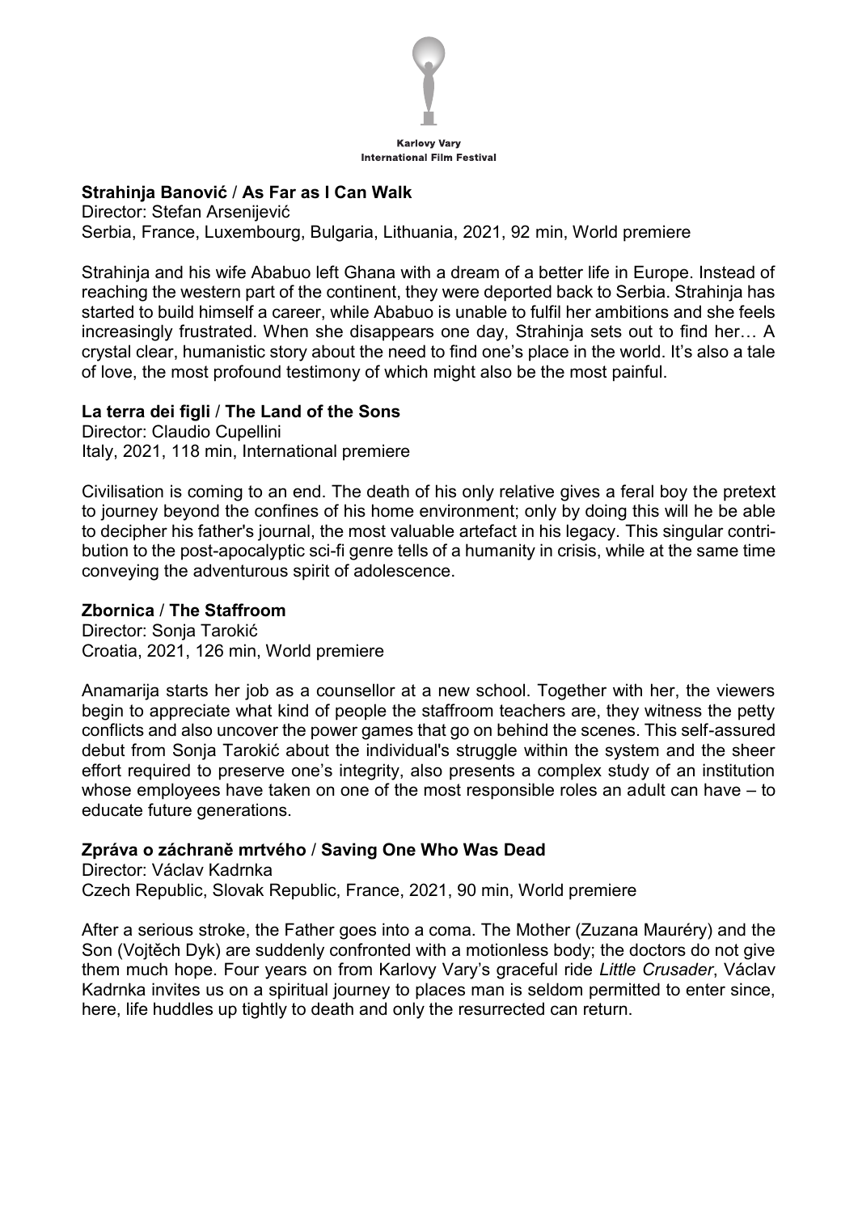**Strahinja Banović / As Far as I Can Walk**
Director: Stefan Arsenijević
Serbia, France, Luxembourg, Bulgaria, Lithuania, 2021, 92 min, World premiere

Strahinja and his wife Ababuo left Ghana with a dream of a better life in Europe. Instead of reaching the western part of the continent, they were deported back to Serbia. Strahinja has started to build himself a career, while Ababuo is unable to fulfil her ambitions and she feels increasingly frustrated. When she disappears one day, Strahinja sets out to find her… A crystal clear, humanistic story about the need to find one's place in the world. It's also a tale of love, the most profound testimony of which might also be the most painful.

**La terra dei figli / The Land of the Sons**
Director: Claudio Cupellini
Italy, 2021, 118 min, International premiere

Civilisation is coming to an end. The death of his only relative gives a feral boy the pretext to journey beyond the confines of his home environment; only by doing this will he be able to decipher his father's journal, the most valuable artefact in his legacy. This singular contribution to the post-apocalyptic sci-fi genre tells of a humanity in crisis, while at the same time conveying the adventurous spirit of adolescence.

**Zbornica / The Staffroom**
Director: Sonja Tarokić
Croatia, 2021, 126 min, World premiere

Anamarija starts her job as a counsellor at a new school. Together with her, the viewers begin to appreciate what kind of people the staffroom teachers are, they witness the petty conflicts and also uncover the power games that go on behind the scenes. This self-assured debut from Sonja Tarokić about the individual's struggle within the system and the sheer effort required to preserve one's integrity, also presents a complex study of an institution whose employees have taken on one of the most responsible roles an adult can have – to educate future generations.

**Zpráva o záchraně mrtvého / Saving One Who Was Dead**
Director: Václav Kadrnka
Czech Republic, Slovak Republic, France, 2021, 90 min, World premiere

After a serious stroke, the Father goes into a coma. The Mother (Zuzana Mauréry) and the Son (Vojtěch Dyk) are suddenly confronted with a motionless body; the doctors do not give them much hope. Four years on from Karlovy Vary's graceful ride *Little Crusader*, Václav Kadrnka invites us on a spiritual journey to places man is seldom permitted to enter since, here, life huddles up tightly to death and only the resurrected can return.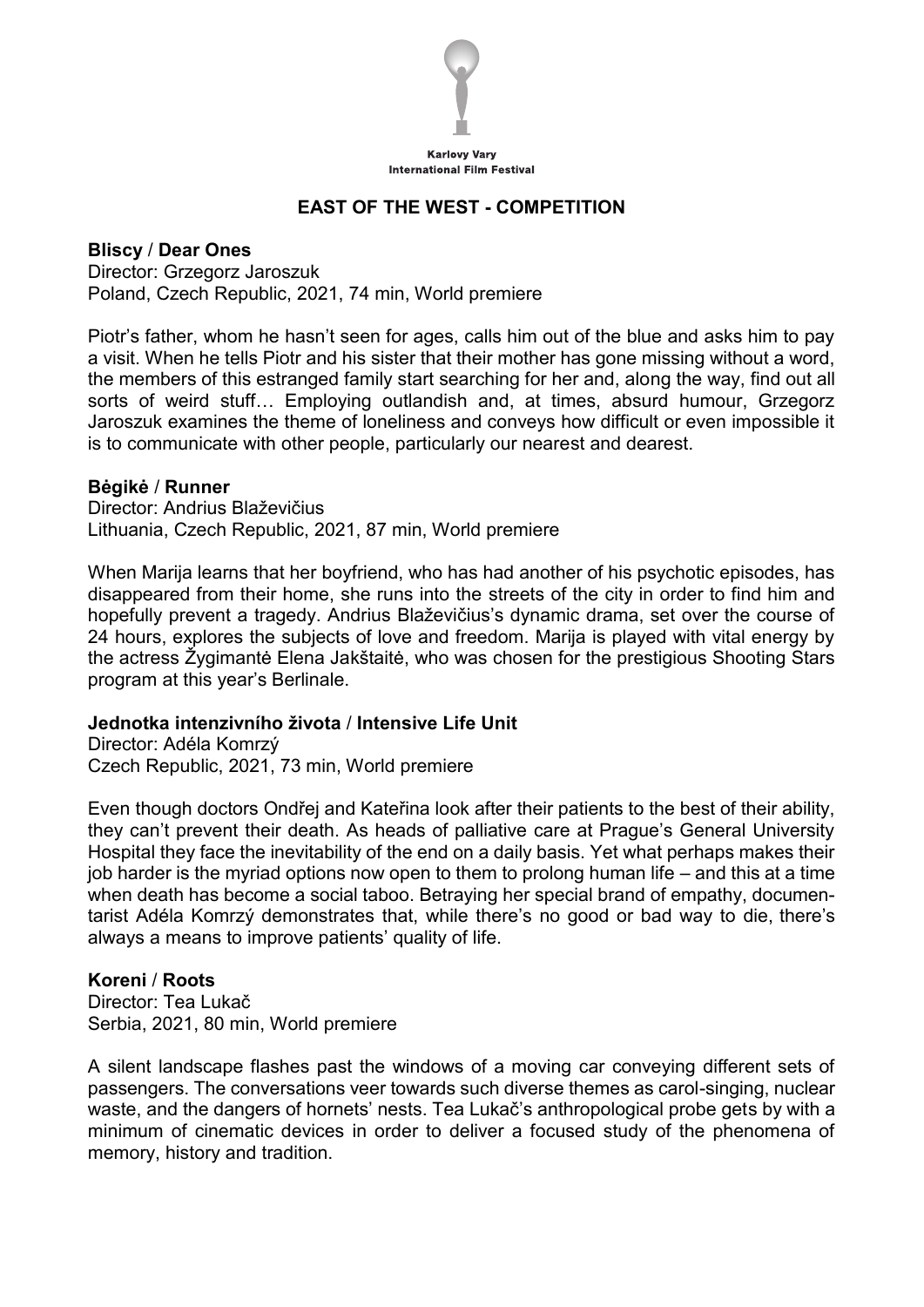## EAST OF THE WEST - COMPETITION

**Bliscy / Dear Ones**
Director: Grzegorz Jaroszuk
Poland, Czech Republic, 2021, 74 min, World premiere

Piotr's father, whom he hasn't seen for ages, calls him out of the blue and asks him to pay a visit. When he tells Piotr and his sister that their mother has gone missing without a word, the members of this estranged family start searching for her and, along the way, find out all sorts of weird stuff… Employing outlandish and, at times, absurd humour, Grzegorz Jaroszuk examines the theme of loneliness and conveys how difficult or even impossible it is to communicate with other people, particularly our nearest and dearest.

**Bėgikė / Runner**
Director: Andrius Blaževičius
Lithuania, Czech Republic, 2021, 87 min, World premiere

When Marija learns that her boyfriend, who has had another of his psychotic episodes, has disappeared from their home, she runs into the streets of the city in order to find him and hopefully prevent a tragedy. Andrius Blaževičius's dynamic drama, set over the course of 24 hours, explores the subjects of love and freedom. Marija is played with vital energy by the actress Žygimantė Elena Jakštaitė, who was chosen for the prestigious Shooting Stars program at this year's Berlinale.

**Jednotka intenzivního života / Intensive Life Unit**
Director: Adéla Komrzý
Czech Republic, 2021, 73 min, World premiere

Even though doctors Ondřej and Kateřina look after their patients to the best of their ability, they can't prevent their death. As heads of palliative care at Prague's General University Hospital they face the inevitability of the end on a daily basis. Yet what perhaps makes their job harder is the myriad options now open to them to prolong human life – and this at a time when death has become a social taboo. Betraying her special brand of empathy, documentarist Adéla Komrzý demonstrates that, while there's no good or bad way to die, there's always a means to improve patients' quality of life.

**Koreni / Roots**
Director: Tea Lukač
Serbia, 2021, 80 min, World premiere

A silent landscape flashes past the windows of a moving car conveying different sets of passengers. The conversations veer towards such diverse themes as carol-singing, nuclear waste, and the dangers of hornets' nests. Tea Lukač's anthropological probe gets by with a minimum of cinematic devices in order to deliver a focused study of the phenomena of memory, history and tradition.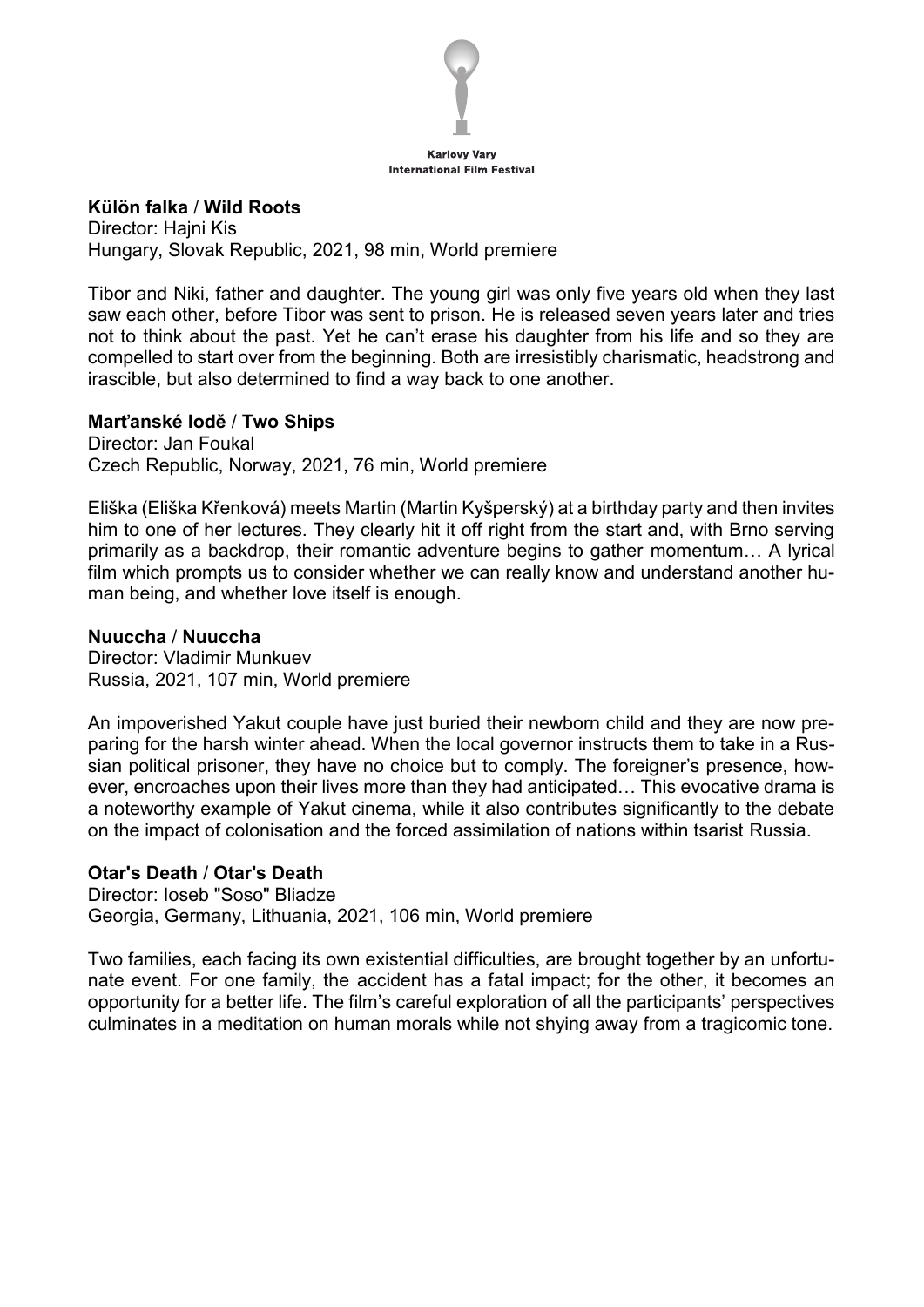**Külön falka / Wild Roots**
Director: Hajni Kis
Hungary, Slovak Republic, 2021, 98 min, World premiere

Tibor and Niki, father and daughter. The young girl was only five years old when they last saw each other, before Tibor was sent to prison. He is released seven years later and tries not to think about the past. Yet he can't erase his daughter from his life and so they are compelled to start over from the beginning. Both are irresistibly charismatic, headstrong and irascible, but also determined to find a way back to one another.

**Marťanské lodě / Two Ships**
Director: Jan Foukal
Czech Republic, Norway, 2021, 76 min, World premiere

Eliška (Eliška Křenková) meets Martin (Martin Kyšperský) at a birthday party and then invites him to one of her lectures. They clearly hit it off right from the start and, with Brno serving primarily as a backdrop, their romantic adventure begins to gather momentum… A lyrical film which prompts us to consider whether we can really know and understand another human being, and whether love itself is enough.

**Nuuccha / Nuuccha**
Director: Vladimir Munkuev
Russia, 2021, 107 min, World premiere

An impoverished Yakut couple have just buried their newborn child and they are now preparing for the harsh winter ahead. When the local governor instructs them to take in a Russian political prisoner, they have no choice but to comply. The foreigner's presence, however, encroaches upon their lives more than they had anticipated… This evocative drama is a noteworthy example of Yakut cinema, while it also contributes significantly to the debate on the impact of colonisation and the forced assimilation of nations within tsarist Russia.

**Otar's Death / Otar's Death**
Director: Ioseb "Soso" Bliadze
Georgia, Germany, Lithuania, 2021, 106 min, World premiere

Two families, each facing its own existential difficulties, are brought together by an unfortunate event. For one family, the accident has a fatal impact; for the other, it becomes an opportunity for a better life. The film's careful exploration of all the participants' perspectives culminates in a meditation on human morals while not shying away from a tragicomic tone.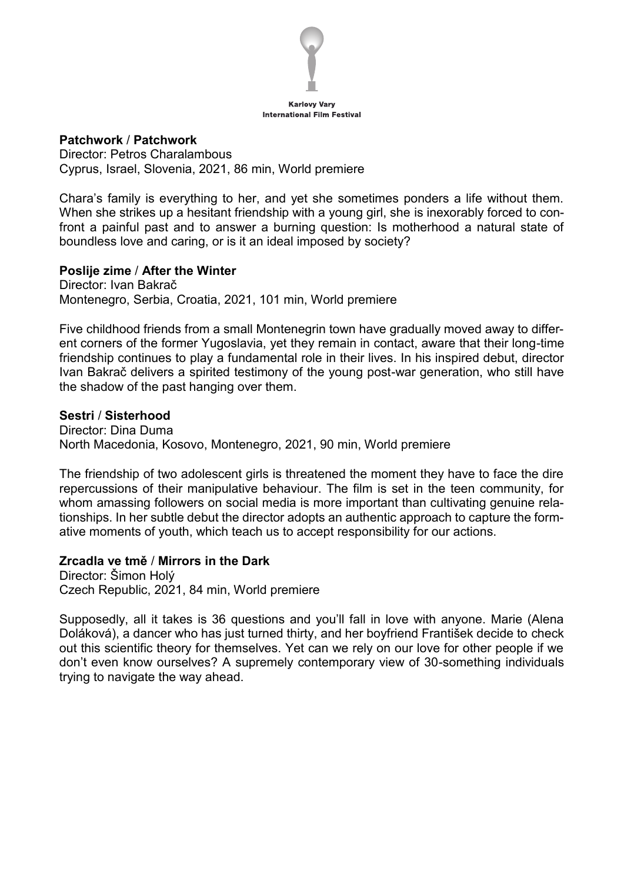**Patchwork / Patchwork**
Director: Petros Charalambous
Cyprus, Israel, Slovenia, 2021, 86 min, World premiere

Chara's family is everything to her, and yet she sometimes ponders a life without them. When she strikes up a hesitant friendship with a young girl, she is inexorably forced to confront a painful past and to answer a burning question: Is motherhood a natural state of boundless love and caring, or is it an ideal imposed by society?

**Poslije zime / After the Winter**
Director: Ivan Bakrač
Montenegro, Serbia, Croatia, 2021, 101 min, World premiere

Five childhood friends from a small Montenegrin town have gradually moved away to different corners of the former Yugoslavia, yet they remain in contact, aware that their long-time friendship continues to play a fundamental role in their lives. In his inspired debut, director Ivan Bakrač delivers a spirited testimony of the young post-war generation, who still have the shadow of the past hanging over them.

**Sestri / Sisterhood**
Director: Dina Duma
North Macedonia, Kosovo, Montenegro, 2021, 90 min, World premiere

The friendship of two adolescent girls is threatened the moment they have to face the dire repercussions of their manipulative behaviour. The film is set in the teen community, for whom amassing followers on social media is more important than cultivating genuine relationships. In her subtle debut the director adopts an authentic approach to capture the formative moments of youth, which teach us to accept responsibility for our actions.

**Zrcadla ve tmě / Mirrors in the Dark**
Director: Šimon Holý
Czech Republic, 2021, 84 min, World premiere

Supposedly, all it takes is 36 questions and you'll fall in love with anyone. Marie (Alena Doláková), a dancer who has just turned thirty, and her boyfriend František decide to check out this scientific theory for themselves. Yet can we rely on our love for other people if we don't even know ourselves? A supremely contemporary view of 30-something individuals trying to navigate the way ahead.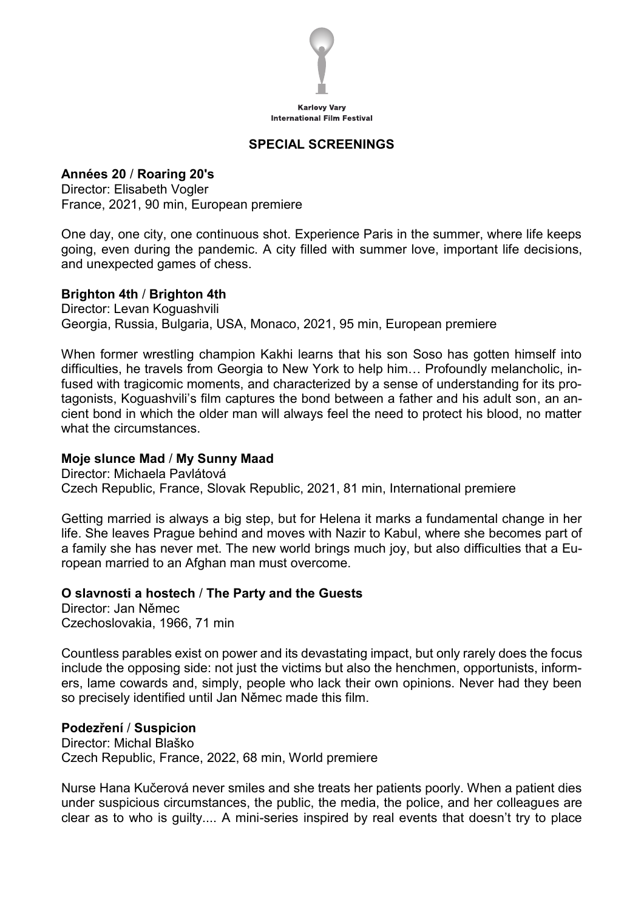Karlovy Vary
International Film Festival

## SPECIAL SCREENINGS

**Années 20 / Roaring 20's**
Director: Elisabeth Vogler
France, 2021, 90 min, European premiere

One day, one city, one continuous shot. Experience Paris in the summer, where life keeps going, even during the pandemic. A city filled with summer love, important life decisions, and unexpected games of chess.

**Brighton 4th / Brighton 4th**
Director: Levan Koguashvili
Georgia, Russia, Bulgaria, USA, Monaco, 2021, 95 min, European premiere

When former wrestling champion Kakhi learns that his son Soso has gotten himself into difficulties, he travels from Georgia to New York to help him… Profoundly melancholic, infused with tragicomic moments, and characterized by a sense of understanding for its protagonists, Koguashvili's film captures the bond between a father and his adult son, an ancient bond in which the older man will always feel the need to protect his blood, no matter what the circumstances.

**Moje slunce Mad / My Sunny Maad**
Director: Michaela Pavlátová
Czech Republic, France, Slovak Republic, 2021, 81 min, International premiere

Getting married is always a big step, but for Helena it marks a fundamental change in her life. She leaves Prague behind and moves with Nazir to Kabul, where she becomes part of a family she has never met. The new world brings much joy, but also difficulties that a European married to an Afghan man must overcome.

**O slavnosti a hostech / The Party and the Guests**
Director: Jan Němec
Czechoslovakia, 1966, 71 min

Countless parables exist on power and its devastating impact, but only rarely does the focus include the opposing side: not just the victims but also the henchmen, opportunists, informers, lame cowards and, simply, people who lack their own opinions. Never had they been so precisely identified until Jan Němec made this film.

**Podezření / Suspicion**
Director: Michal Blaško
Czech Republic, France, 2022, 68 min, World premiere

Nurse Hana Kučerová never smiles and she treats her patients poorly. When a patient dies under suspicious circumstances, the public, the media, the police, and her colleagues are clear as to who is guilty.... A mini-series inspired by real events that doesn't try to place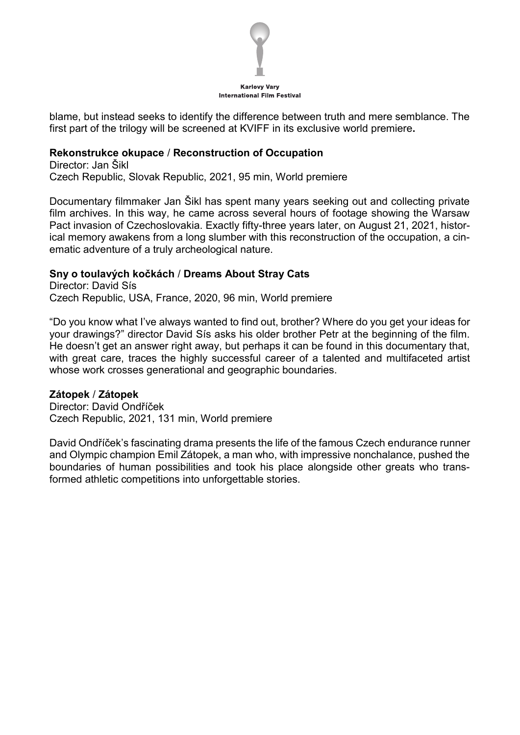blame, but instead seeks to identify the difference between truth and mere semblance. The first part of the trilogy will be screened at KVIFF in its exclusive world premiere**.**

**Rekonstrukce okupace / Reconstruction of Occupation**
Director: Jan Šikl
Czech Republic, Slovak Republic, 2021, 95 min, World premiere

Documentary filmmaker Jan Šikl has spent many years seeking out and collecting private film archives. In this way, he came across several hours of footage showing the Warsaw Pact invasion of Czechoslovakia. Exactly fifty-three years later, on August 21, 2021, historical memory awakens from a long slumber with this reconstruction of the occupation, a cinematic adventure of a truly archeological nature.

**Sny o toulavých kočkách / Dreams About Stray Cats**
Director: David Sís
Czech Republic, USA, France, 2020, 96 min, World premiere

"Do you know what I've always wanted to find out, brother? Where do you get your ideas for your drawings?" director David Sís asks his older brother Petr at the beginning of the film. He doesn't get an answer right away, but perhaps it can be found in this documentary that, with great care, traces the highly successful career of a talented and multifaceted artist whose work crosses generational and geographic boundaries.

**Zátopek / Zátopek**
Director: David Ondříček
Czech Republic, 2021, 131 min, World premiere

David Ondříček's fascinating drama presents the life of the famous Czech endurance runner and Olympic champion Emil Zátopek, a man who, with impressive nonchalance, pushed the boundaries of human possibilities and took his place alongside other greats who transformed athletic competitions into unforgettable stories.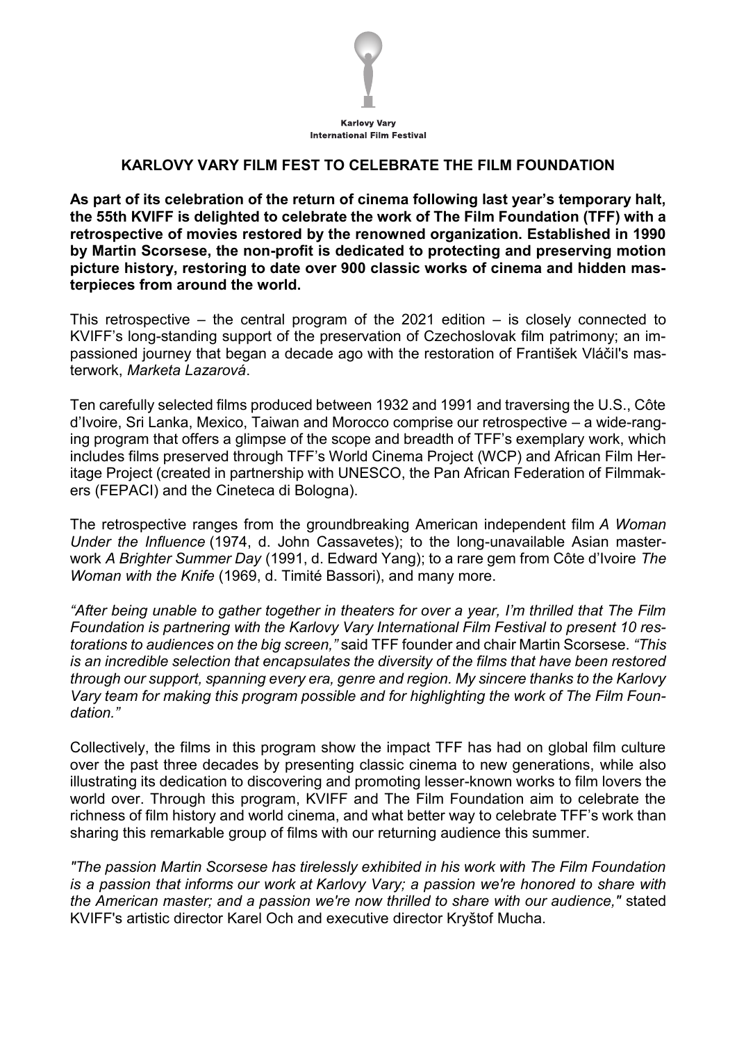Karlovy Vary
International Film Festival

# KARLOVY VARY FILM FEST TO CELEBRATE THE FILM FOUNDATION

**As part of its celebration of the return of cinema following last year's temporary halt, the 55th KVIFF is delighted to celebrate the work of The Film Foundation (TFF) with a retrospective of movies restored by the renowned organization. Established in 1990 by Martin Scorsese, the non-profit is dedicated to protecting and preserving motion picture history, restoring to date over 900 classic works of cinema and hidden masterpieces from around the world.**

This retrospective – the central program of the 2021 edition – is closely connected to KVIFF's long-standing support of the preservation of Czechoslovak film patrimony; an impassioned journey that began a decade ago with the restoration of František Vláčil's masterwork, *Marketa Lazarová*.

Ten carefully selected films produced between 1932 and 1991 and traversing the U.S., Côte d'Ivoire, Sri Lanka, Mexico, Taiwan and Morocco comprise our retrospective – a wide-ranging program that offers a glimpse of the scope and breadth of TFF's exemplary work, which includes films preserved through TFF's World Cinema Project (WCP) and African Film Heritage Project (created in partnership with UNESCO, the Pan African Federation of Filmmakers (FEPACI) and the Cineteca di Bologna).

The retrospective ranges from the groundbreaking American independent film *A Woman Under the Influence* (1974, d. John Cassavetes); to the long-unavailable Asian masterwork *A Brighter Summer Day* (1991, d. Edward Yang); to a rare gem from Côte d'Ivoire *The Woman with the Knife* (1969, d. Timité Bassori), and many more.

*"After being unable to gather together in theaters for over a year, I'm thrilled that The Film Foundation is partnering with the Karlovy Vary International Film Festival to present 10 restorations to audiences on the big screen,"* said TFF founder and chair Martin Scorsese. *"This is an incredible selection that encapsulates the diversity of the films that have been restored through our support, spanning every era, genre and region. My sincere thanks to the Karlovy Vary team for making this program possible and for highlighting the work of The Film Foundation."*

Collectively, the films in this program show the impact TFF has had on global film culture over the past three decades by presenting classic cinema to new generations, while also illustrating its dedication to discovering and promoting lesser-known works to film lovers the world over. Through this program, KVIFF and The Film Foundation aim to celebrate the richness of film history and world cinema, and what better way to celebrate TFF's work than sharing this remarkable group of films with our returning audience this summer.

*"The passion Martin Scorsese has tirelessly exhibited in his work with The Film Foundation is a passion that informs our work at Karlovy Vary; a passion we're honored to share with the American master; and a passion we're now thrilled to share with our audience,"* stated KVIFF's artistic director Karel Och and executive director Kryštof Mucha.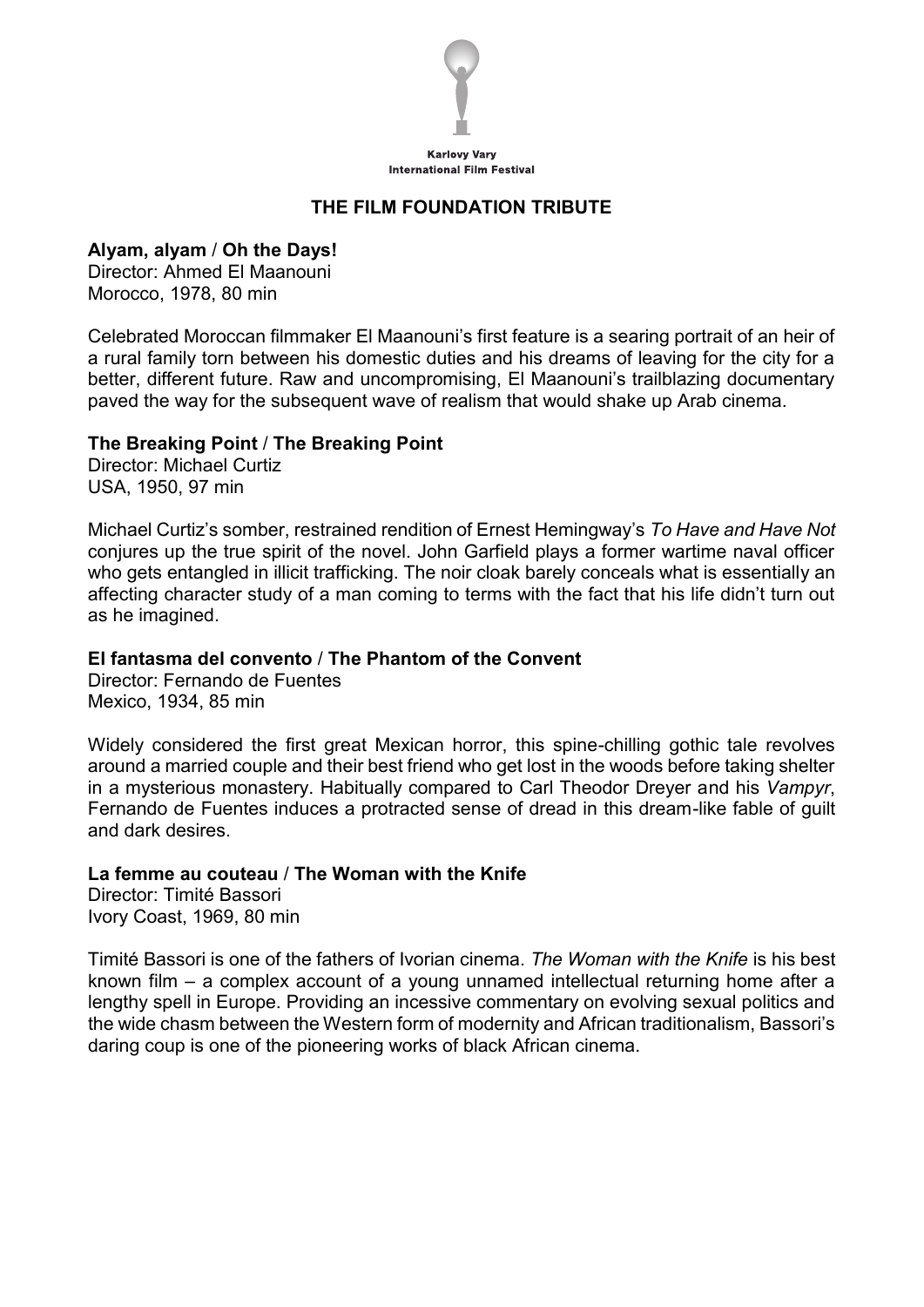Karlovy Vary
International Film Festival

## THE FILM FOUNDATION TRIBUTE

**Alyam, alyam / Oh the Days!**
Director: Ahmed El Maanouni
Morocco, 1978, 80 min

Celebrated Moroccan filmmaker El Maanouni's first feature is a searing portrait of an heir of a rural family torn between his domestic duties and his dreams of leaving for the city for a better, different future. Raw and uncompromising, El Maanouni's trailblazing documentary paved the way for the subsequent wave of realism that would shake up Arab cinema.

**The Breaking Point / The Breaking Point**
Director: Michael Curtiz
USA, 1950, 97 min

Michael Curtiz's somber, restrained rendition of Ernest Hemingway's *To Have and Have Not* conjures up the true spirit of the novel. John Garfield plays a former wartime naval officer who gets entangled in illicit trafficking. The noir cloak barely conceals what is essentially an affecting character study of a man coming to terms with the fact that his life didn't turn out as he imagined.

**El fantasma del convento / The Phantom of the Convent**
Director: Fernando de Fuentes
Mexico, 1934, 85 min

Widely considered the first great Mexican horror, this spine-chilling gothic tale revolves around a married couple and their best friend who get lost in the woods before taking shelter in a mysterious monastery. Habitually compared to Carl Theodor Dreyer and his *Vampyr*, Fernando de Fuentes induces a protracted sense of dread in this dream-like fable of guilt and dark desires.

**La femme au couteau / The Woman with the Knife**
Director: Timité Bassori
Ivory Coast, 1969, 80 min

Timité Bassori is one of the fathers of Ivorian cinema. *The Woman with the Knife* is his best known film – a complex account of a young unnamed intellectual returning home after a lengthy spell in Europe. Providing an incessive commentary on evolving sexual politics and the wide chasm between the Western form of modernity and African traditionalism, Bassori's daring coup is one of the pioneering works of black African cinema.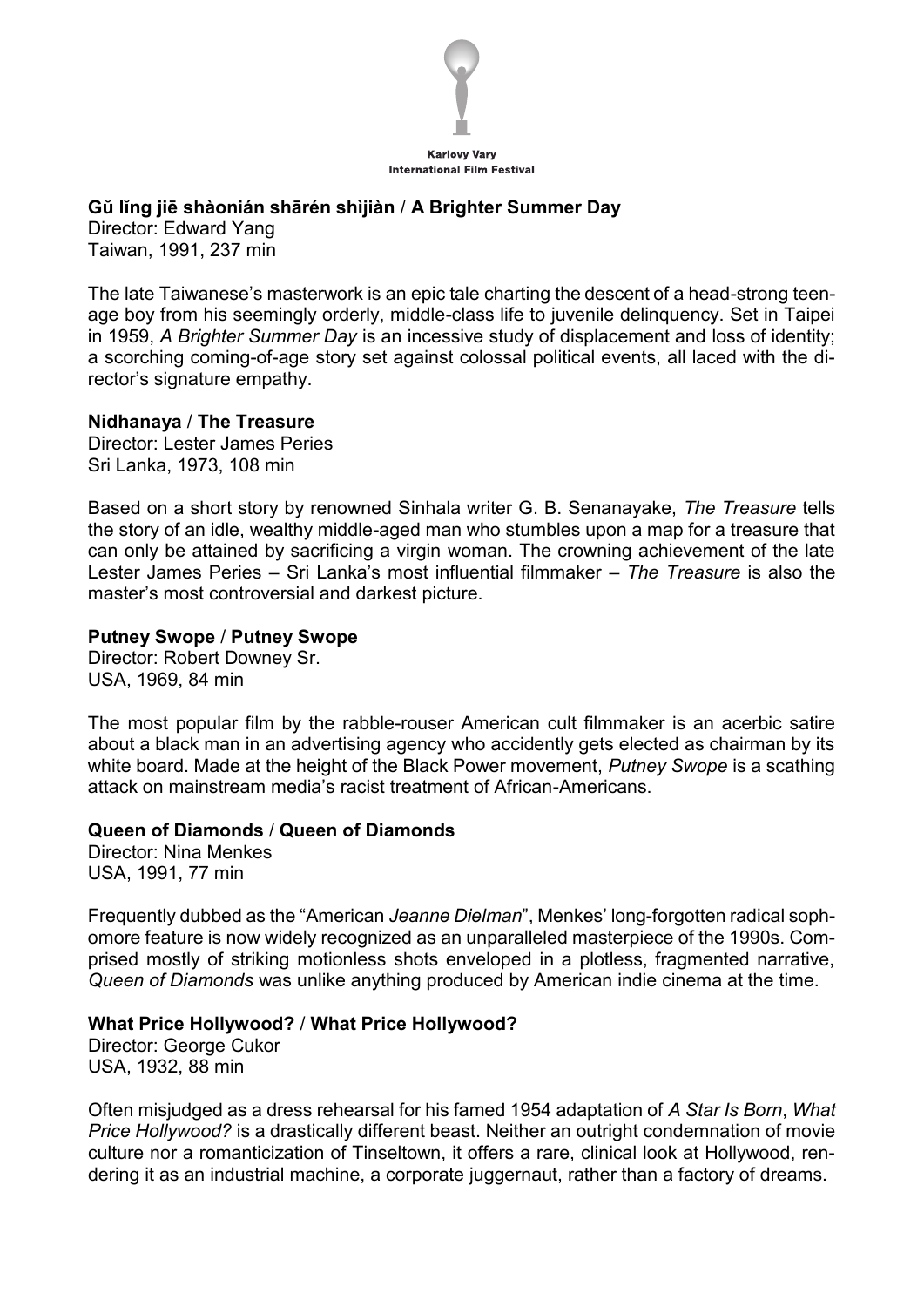**Gǔ lǐng jiē shàonián shārén shìjiàn / A Brighter Summer Day**
Director: Edward Yang
Taiwan, 1991, 237 min

The late Taiwanese's masterwork is an epic tale charting the descent of a head-strong teenage boy from his seemingly orderly, middle-class life to juvenile delinquency. Set in Taipei in 1959, *A Brighter Summer Day* is an incessive study of displacement and loss of identity; a scorching coming-of-age story set against colossal political events, all laced with the director's signature empathy.

**Nidhanaya / The Treasure**
Director: Lester James Peries
Sri Lanka, 1973, 108 min

Based on a short story by renowned Sinhala writer G. B. Senanayake, *The Treasure* tells the story of an idle, wealthy middle-aged man who stumbles upon a map for a treasure that can only be attained by sacrificing a virgin woman. The crowning achievement of the late Lester James Peries – Sri Lanka's most influential filmmaker – *The Treasure* is also the master's most controversial and darkest picture.

**Putney Swope / Putney Swope**
Director: Robert Downey Sr.
USA, 1969, 84 min

The most popular film by the rabble-rouser American cult filmmaker is an acerbic satire about a black man in an advertising agency who accidently gets elected as chairman by its white board. Made at the height of the Black Power movement, *Putney Swope* is a scathing attack on mainstream media's racist treatment of African-Americans.

**Queen of Diamonds / Queen of Diamonds**
Director: Nina Menkes
USA, 1991, 77 min

Frequently dubbed as the "American *Jeanne Dielman*", Menkes' long-forgotten radical sophomore feature is now widely recognized as an unparalleled masterpiece of the 1990s. Comprised mostly of striking motionless shots enveloped in a plotless, fragmented narrative, *Queen of Diamonds* was unlike anything produced by American indie cinema at the time.

**What Price Hollywood? / What Price Hollywood?**
Director: George Cukor
USA, 1932, 88 min

Often misjudged as a dress rehearsal for his famed 1954 adaptation of *A Star Is Born*, *What Price Hollywood?* is a drastically different beast. Neither an outright condemnation of movie culture nor a romanticization of Tinseltown, it offers a rare, clinical look at Hollywood, rendering it as an industrial machine, a corporate juggernaut, rather than a factory of dreams.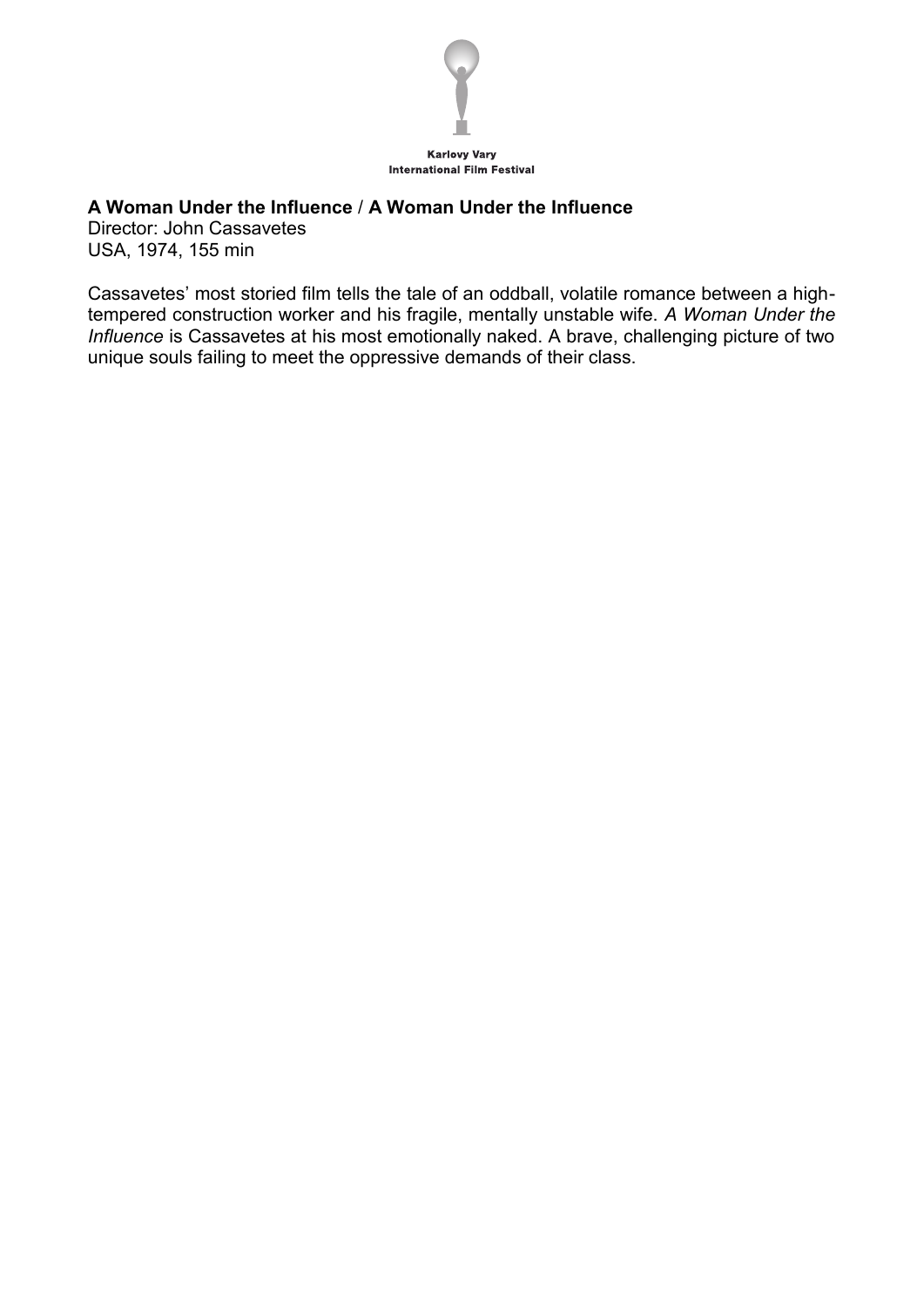Karlovy Vary
International Film Festival

**A Woman Under the Influence / A Woman Under the Influence**
Director: John Cassavetes
USA, 1974, 155 min

Cassavetes' most storied film tells the tale of an oddball, volatile romance between a high-tempered construction worker and his fragile, mentally unstable wife. *A Woman Under the Influence* is Cassavetes at his most emotionally naked. A brave, challenging picture of two unique souls failing to meet the oppressive demands of their class.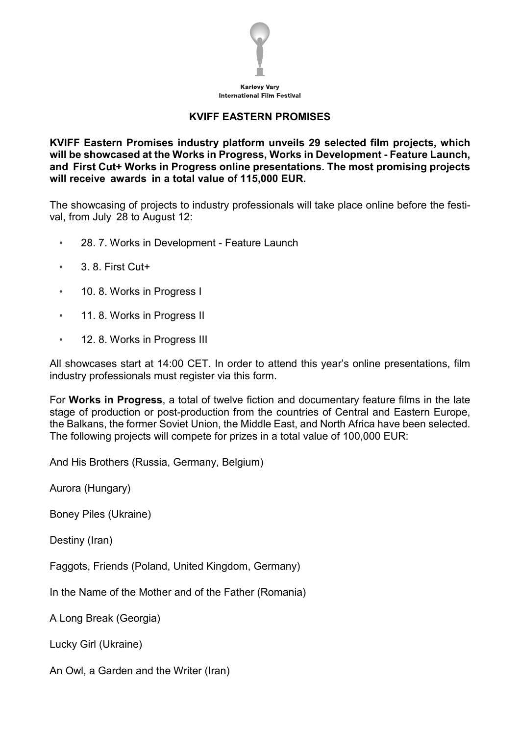Karlovy Vary
International Film Festival

## KVIFF EASTERN PROMISES

**KVIFF Eastern Promises industry platform unveils 29 selected film projects, which will be showcased at the Works in Progress, Works in Development - Feature Launch, and First Cut+ Works in Progress online presentations. The most promising projects will receive awards in a total value of 115,000 EUR.**

The showcasing of projects to industry professionals will take place online before the festival, from July 28 to August 12:

- 28. 7. Works in Development - Feature Launch
- 3. 8. First Cut+
- 10. 8. Works in Progress I
- 11. 8. Works in Progress II
- 12. 8. Works in Progress III

All showcases start at 14:00 CET. In order to attend this year's online presentations, film industry professionals must register via this form.

For **Works in Progress**, a total of twelve fiction and documentary feature films in the late stage of production or post-production from the countries of Central and Eastern Europe, the Balkans, the former Soviet Union, the Middle East, and North Africa have been selected. The following projects will compete for prizes in a total value of 100,000 EUR:

And His Brothers (Russia, Germany, Belgium)

Aurora (Hungary)

Boney Piles (Ukraine)

Destiny (Iran)

Faggots, Friends (Poland, United Kingdom, Germany)

In the Name of the Mother and of the Father (Romania)

A Long Break (Georgia)

Lucky Girl (Ukraine)

An Owl, a Garden and the Writer (Iran)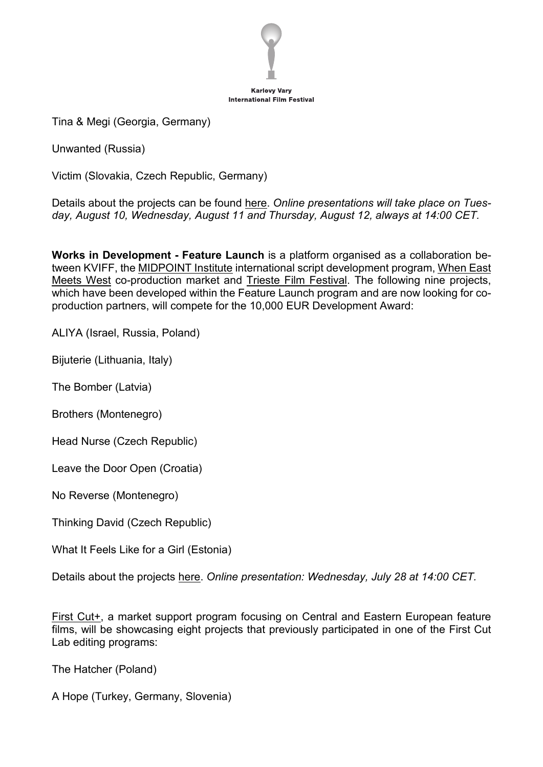Tina & Megi (Georgia, Germany)

Unwanted (Russia)

Victim (Slovakia, Czech Republic, Germany)

Details about the projects can be found here. *Online presentations will take place on Tuesday, August 10, Wednesday, August 11 and Thursday, August 12, always at 14:00 CET.*

**Works in Development - Feature Launch** is a platform organised as a collaboration between KVIFF, the MIDPOINT Institute international script development program, When East Meets West co-production market and Trieste Film Festival. The following nine projects, which have been developed within the Feature Launch program and are now looking for co-production partners, will compete for the 10,000 EUR Development Award:

ALIYA (Israel, Russia, Poland)

Bijuterie (Lithuania, Italy)

The Bomber (Latvia)

Brothers (Montenegro)

Head Nurse (Czech Republic)

Leave the Door Open (Croatia)

No Reverse (Montenegro)

Thinking David (Czech Republic)

What It Feels Like for a Girl (Estonia)

Details about the projects here. *Online presentation: Wednesday, July 28 at 14:00 CET.*

First Cut+, a market support program focusing on Central and Eastern European feature films, will be showcasing eight projects that previously participated in one of the First Cut Lab editing programs:

The Hatcher (Poland)

A Hope (Turkey, Germany, Slovenia)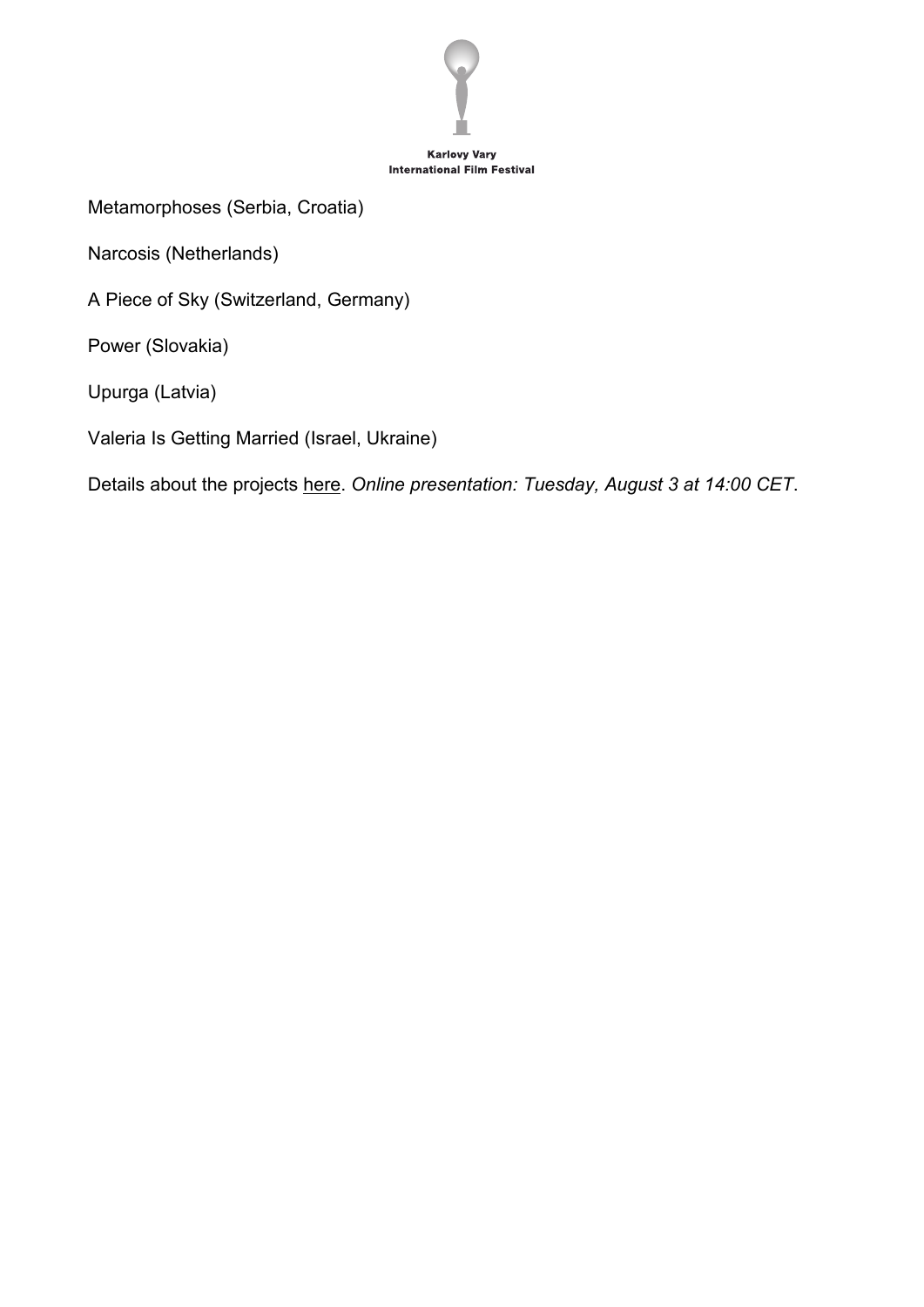Metamorphoses (Serbia, Croatia)

Narcosis (Netherlands)

A Piece of Sky (Switzerland, Germany)

Power (Slovakia)

Upurga (Latvia)

Valeria Is Getting Married (Israel, Ukraine)

Details about the projects here. *Online presentation: Tuesday, August 3 at 14:00 CET*.